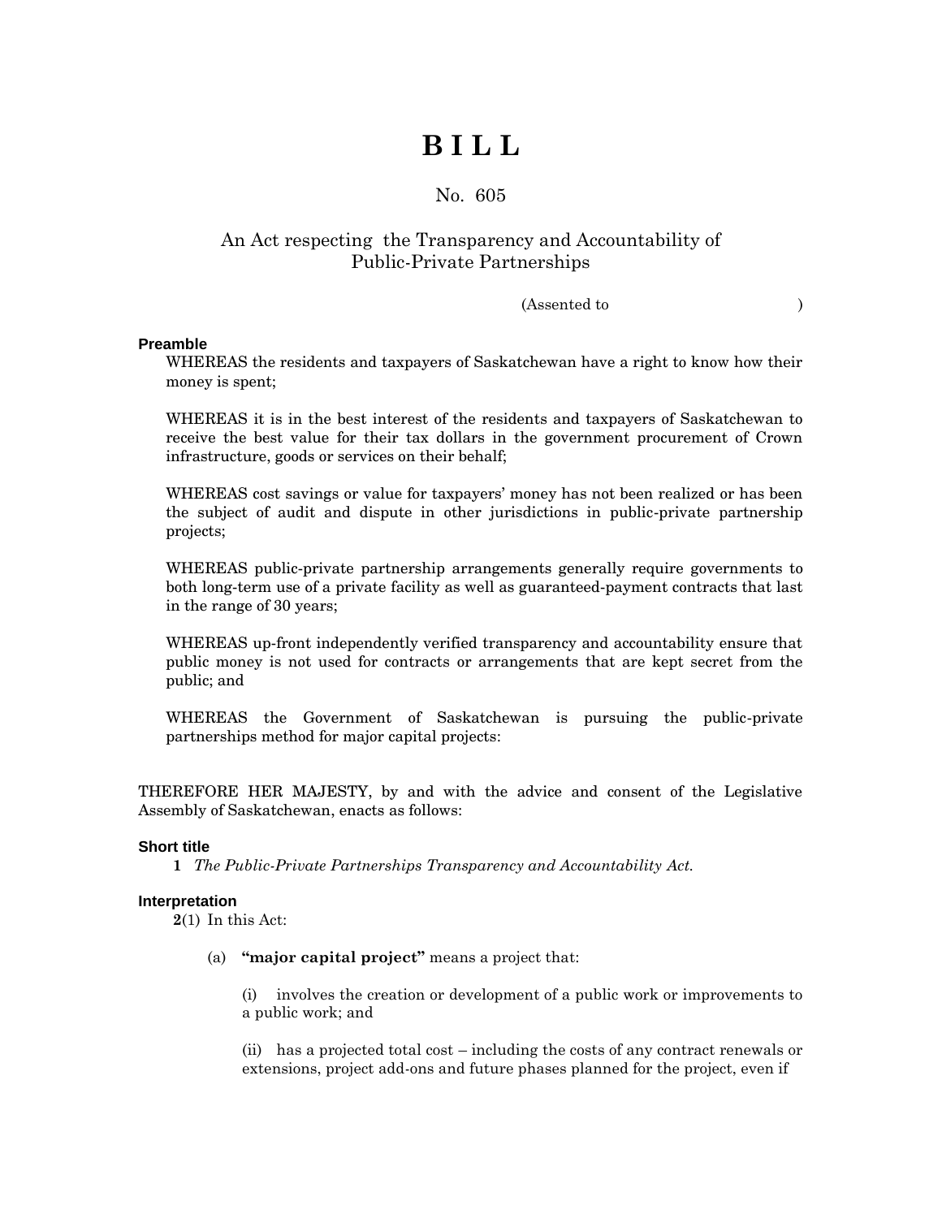# B I L L

## No. 605

### An Act respecting the Transparency and Accountability of Public-Private Partnerships

(Assented to )

**Preamble**

WHEREAS the residents and taxpayers of Saskatchewan have a right to know how their money is spent;

WHEREAS it is in the best interest of the residents and taxpayers of Saskatchewan to receive the best value for their tax dollars in the government procurement of Crown infrastructure, goods or services on their behalf;

WHEREAS cost savings or value for taxpayers' money has not been realized or has been the subject of audit and dispute in other jurisdictions in public-private partnership projects;

WHEREAS public-private partnership arrangements generally require governments to both long-term use of a private facility as well as guaranteed-payment contracts that last in the range of 30 years;

WHEREAS up-front independently verified transparency and accountability ensure that public money is not used for contracts or arrangements that are kept secret from the public; and

WHEREAS the Government of Saskatchewan is pursuing the public-private partnerships method for major capital projects:

THEREFORE HER MAJESTY, by and with the advice and consent of the Legislative Assembly of Saskatchewan, enacts as follows:

**Short title**

**1** *The Public-Private Partnerships Transparency and Accountability Act.*

**Interpretation**

**2**(1) In this Act:

(a) **"major capital project"** means a project that:

(i) involves the creation or development of a public work or improvements to a public work; and

(ii) has a projected total cost – including the costs of any contract renewals or extensions, project add-ons and future phases planned for the project, even if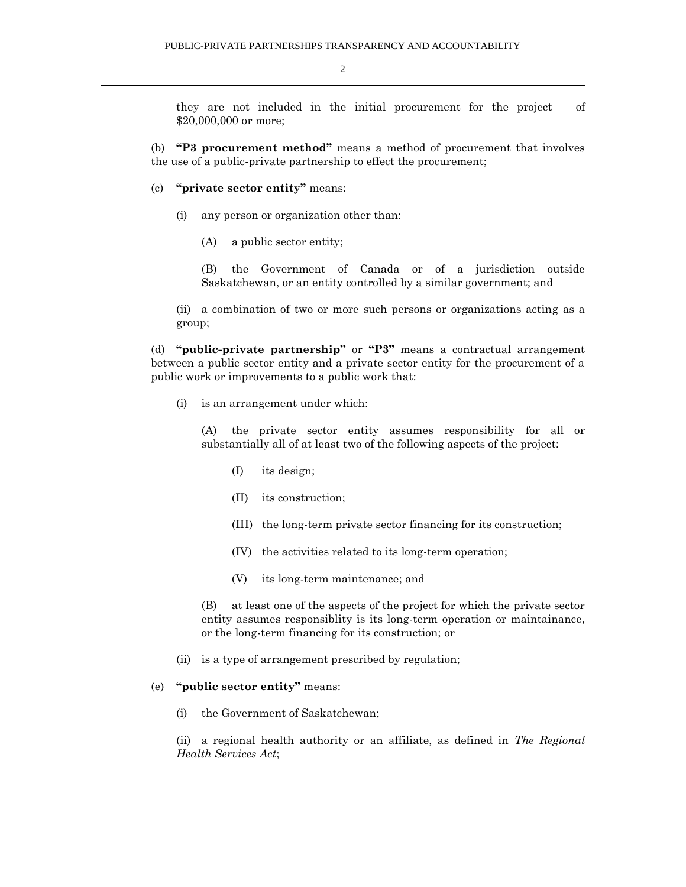they are not included in the initial procurement for the project – of $20,000,000 or more;

(b) **"P3 procurement method"** means a method of procurement that involves the use of a public-private partnership to effect the procurement;

(c) **"private sector entity"** means:

(i) any person or organization other than:

(A) a public sector entity;

(B) the Government of Canada or of a jurisdiction outside Saskatchewan, or an entity controlled by a similar government; and

(ii) a combination of two or more such persons or organizations acting as a group;

(d) **"public-private partnership"** or **"P3"** means a contractual arrangement between a public sector entity and a private sector entity for the procurement of a public work or improvements to a public work that:

(i) is an arrangement under which:

(A) the private sector entity assumes responsibility for all or substantially all of at least two of the following aspects of the project:

(I) its design;

(II) its construction;

(III) the long-term private sector financing for its construction;

(IV) the activities related to its long-term operation;

(V) its long-term maintenance; and

(B) at least one of the aspects of the project for which the private sector entity assumes responsiblity is its long-term operation or maintainance, or the long-term financing for its construction; or

(ii) is a type of arrangement prescribed by regulation;

(e) **"public sector entity"** means:

(i) the Government of Saskatchewan;

(ii) a regional health authority or an affiliate, as defined in *The Regional Health Services Act*;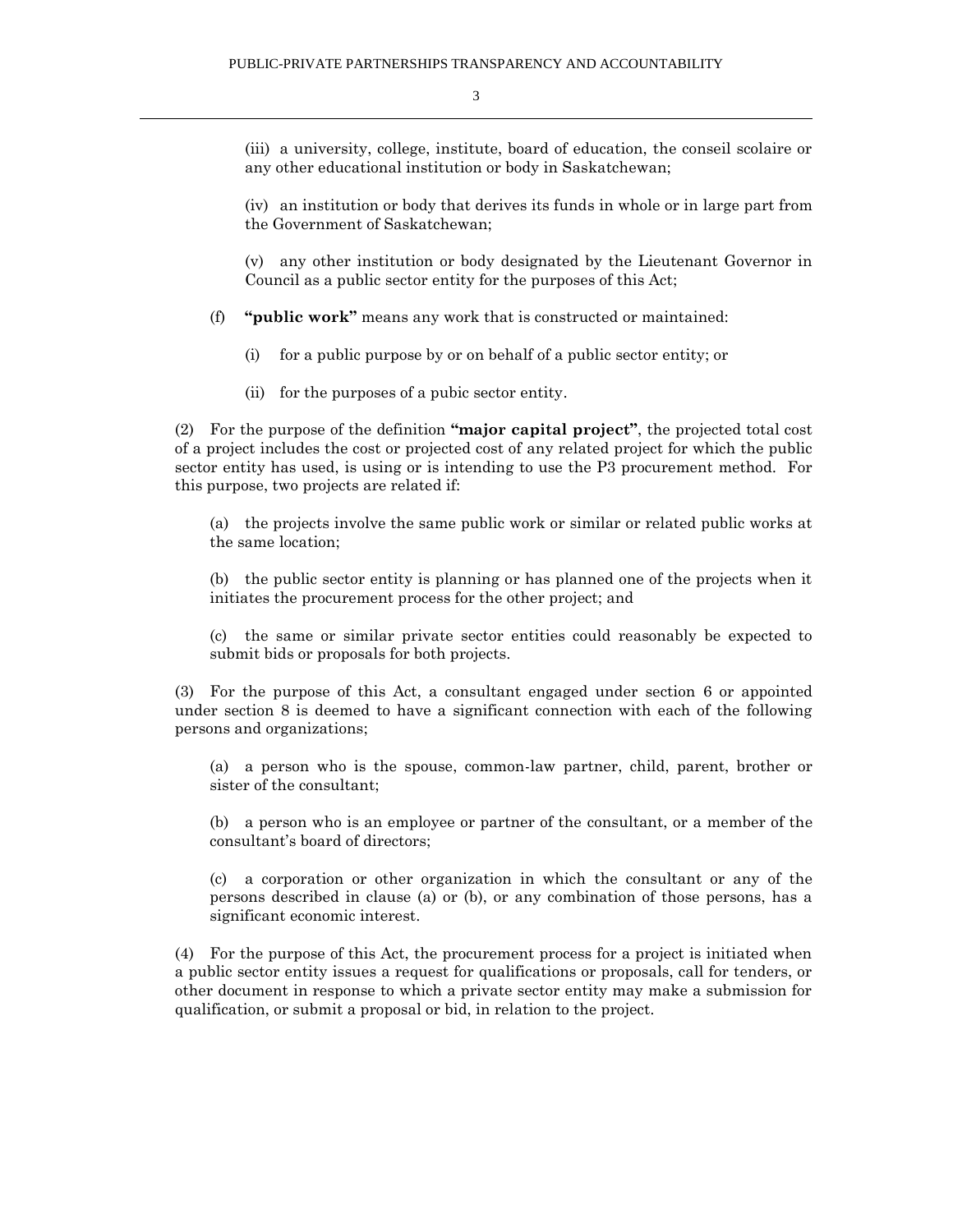(iii) a university, college, institute, board of education, the conseil scolaire or any other educational institution or body in Saskatchewan;

(iv) an institution or body that derives its funds in whole or in large part from the Government of Saskatchewan;

(v) any other institution or body designated by the Lieutenant Governor in Council as a public sector entity for the purposes of this Act;

(f) **"public work"** means any work that is constructed or maintained:

(i) for a public purpose by or on behalf of a public sector entity; or

(ii) for the purposes of a pubic sector entity.

(2) For the purpose of the definition **"major capital project"**, the projected total cost of a project includes the cost or projected cost of any related project for which the public sector entity has used, is using or is intending to use the P3 procurement method. For this purpose, two projects are related if:

(a) the projects involve the same public work or similar or related public works at the same location;

(b) the public sector entity is planning or has planned one of the projects when it initiates the procurement process for the other project; and

(c) the same or similar private sector entities could reasonably be expected to submit bids or proposals for both projects.

(3) For the purpose of this Act, a consultant engaged under section 6 or appointed under section 8 is deemed to have a significant connection with each of the following persons and organizations;

(a) a person who is the spouse, common-law partner, child, parent, brother or sister of the consultant;

(b) a person who is an employee or partner of the consultant, or a member of the consultant's board of directors;

(c) a corporation or other organization in which the consultant or any of the persons described in clause (a) or (b), or any combination of those persons, has a significant economic interest.

(4) For the purpose of this Act, the procurement process for a project is initiated when a public sector entity issues a request for qualifications or proposals, call for tenders, or other document in response to which a private sector entity may make a submission for qualification, or submit a proposal or bid, in relation to the project.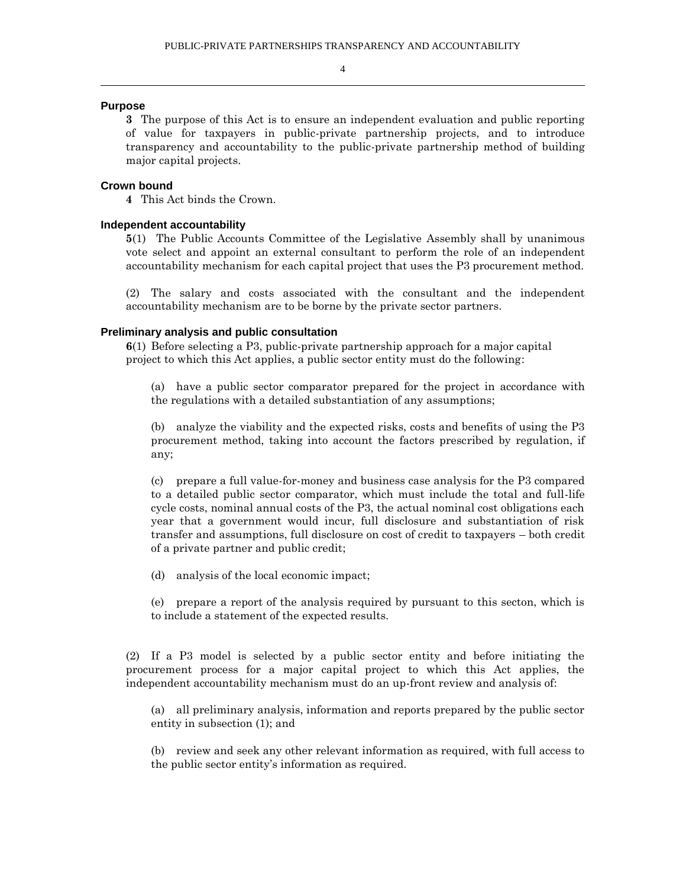## Purpose

**3** The purpose of this Act is to ensure an independent evaluation and public reporting of value for taxpayers in public-private partnership projects, and to introduce transparency and accountability to the public-private partnership method of building major capital projects.

## Crown bound

**4** This Act binds the Crown.

## Independent accountability

**5**(1) The Public Accounts Committee of the Legislative Assembly shall by unanimous vote select and appoint an external consultant to perform the role of an independent accountability mechanism for each capital project that uses the P3 procurement method.

(2) The salary and costs associated with the consultant and the independent accountability mechanism are to be borne by the private sector partners.

## Preliminary analysis and public consultation

**6**(1) Before selecting a P3, public-private partnership approach for a major capital project to which this Act applies, a public sector entity must do the following:

(a) have a public sector comparator prepared for the project in accordance with the regulations with a detailed substantiation of any assumptions;

(b) analyze the viability and the expected risks, costs and benefits of using the P3 procurement method, taking into account the factors prescribed by regulation, if any;

(c) prepare a full value-for-money and business case analysis for the P3 compared to a detailed public sector comparator, which must include the total and full-life cycle costs, nominal annual costs of the P3, the actual nominal cost obligations each year that a government would incur, full disclosure and substantiation of risk transfer and assumptions, full disclosure on cost of credit to taxpayers – both credit of a private partner and public credit;

(d) analysis of the local economic impact;

(e) prepare a report of the analysis required by pursuant to this secton, which is to include a statement of the expected results.

(2) If a P3 model is selected by a public sector entity and before initiating the procurement process for a major capital project to which this Act applies, the independent accountability mechanism must do an up-front review and analysis of:

(a) all preliminary analysis, information and reports prepared by the public sector entity in subsection (1); and

(b) review and seek any other relevant information as required, with full access to the public sector entity's information as required.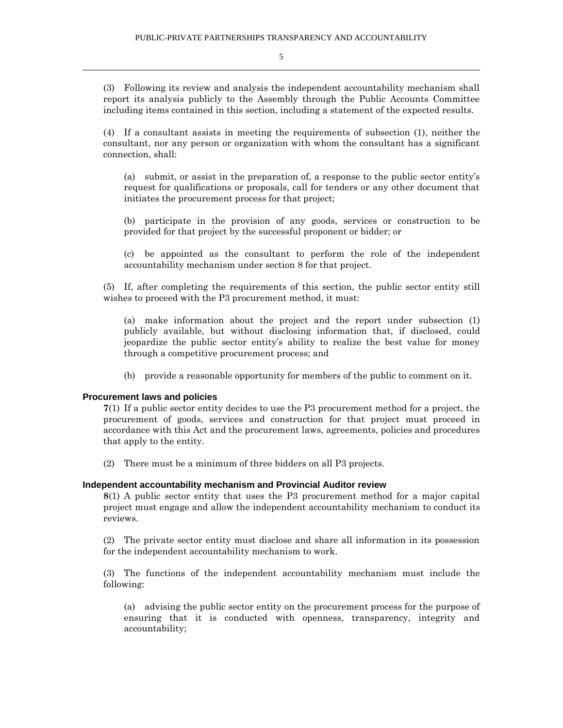(3) Following its review and analysis the independent accountability mechanism shall report its analysis publicly to the Assembly through the Public Accounts Committee including items contained in this section, including a statement of the expected results.

(4) If a consultant assists in meeting the requirements of subsection (1), neither the consultant, nor any person or organization with whom the consultant has a significant connection, shall:

(a) submit, or assist in the preparation of, a response to the public sector entity's request for qualifications or proposals, call for tenders or any other document that initiates the procurement process for that project;

(b) participate in the provision of any goods, services or construction to be provided for that project by the successful proponent or bidder; or

(c) be appointed as the consultant to perform the role of the independent accountability mechanism under section 8 for that project.

(5) If, after completing the requirements of this section, the public sector entity still wishes to proceed with the P3 procurement method, it must:

(a) make information about the project and the report under subsection (1) publicly available, but without disclosing information that, if disclosed, could jeopardize the public sector entity's ability to realize the best value for money through a competitive procurement process; and

(b) provide a reasonable opportunity for members of the public to comment on it.

### Procurement laws and policies

**7**(1) If a public sector entity decides to use the P3 procurement method for a project, the procurement of goods, services and construction for that project must proceed in accordance with this Act and the procurement laws, agreements, policies and procedures that apply to the entity.

(2) There must be a minimum of three bidders on all P3 projects.

### Independent accountability mechanism and Provincial Auditor review

**8**(1) A public sector entity that uses the P3 procurement method for a major capital project must engage and allow the independent accountability mechanism to conduct its reviews.

(2) The private sector entity must disclose and share all information in its possession for the independent accountability mechanism to work.

(3) The functions of the independent accountability mechanism must include the following:

(a) advising the public sector entity on the procurement process for the purpose of ensuring that it is conducted with openness, transparency, integrity and accountability;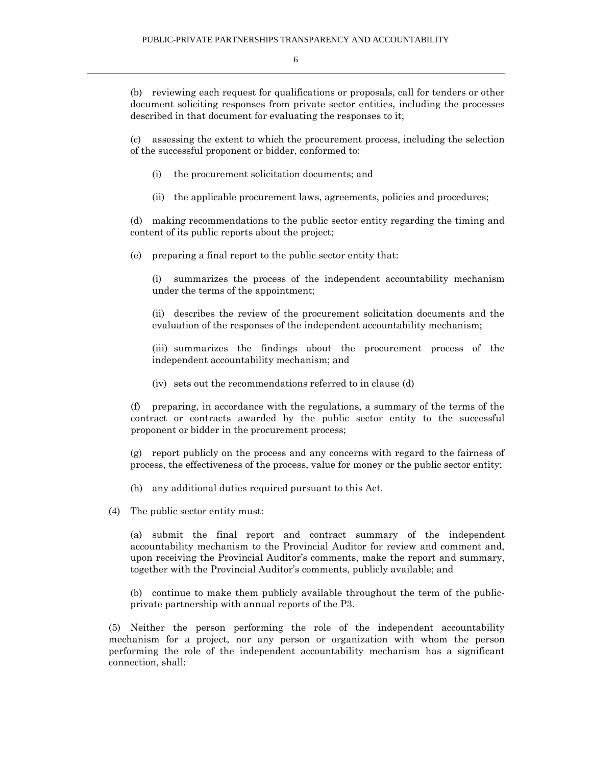(b) reviewing each request for qualifications or proposals, call for tenders or other document soliciting responses from private sector entities, including the processes described in that document for evaluating the responses to it;

(c) assessing the extent to which the procurement process, including the selection of the successful proponent or bidder, conformed to:

(i) the procurement solicitation documents; and

(ii) the applicable procurement laws, agreements, policies and procedures;

(d) making recommendations to the public sector entity regarding the timing and content of its public reports about the project;

(e) preparing a final report to the public sector entity that:

(i) summarizes the process of the independent accountability mechanism under the terms of the appointment;

(ii) describes the review of the procurement solicitation documents and the evaluation of the responses of the independent accountability mechanism;

(iii) summarizes the findings about the procurement process of the independent accountability mechanism; and

(iv) sets out the recommendations referred to in clause (d)

(f) preparing, in accordance with the regulations, a summary of the terms of the contract or contracts awarded by the public sector entity to the successful proponent or bidder in the procurement process;

(g) report publicly on the process and any concerns with regard to the fairness of process, the effectiveness of the process, value for money or the public sector entity;

(h) any additional duties required pursuant to this Act.

(4) The public sector entity must:

(a) submit the final report and contract summary of the independent accountability mechanism to the Provincial Auditor for review and comment and, upon receiving the Provincial Auditor's comments, make the report and summary, together with the Provincial Auditor's comments, publicly available; and

(b) continue to make them publicly available throughout the term of the public-private partnership with annual reports of the P3.

(5) Neither the person performing the role of the independent accountability mechanism for a project, nor any person or organization with whom the person performing the role of the independent accountability mechanism has a significant connection, shall: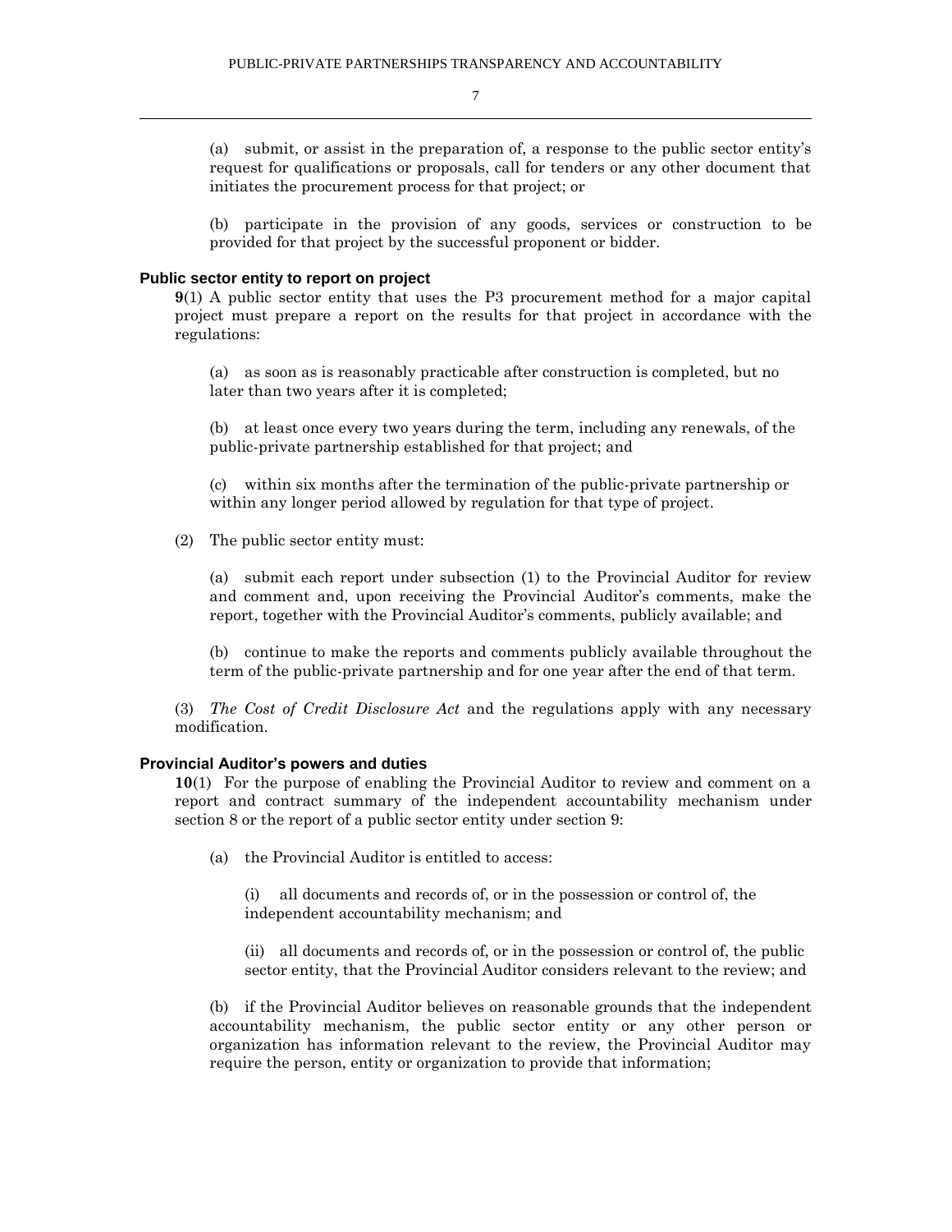(a) submit, or assist in the preparation of, a response to the public sector entity's request for qualifications or proposals, call for tenders or any other document that initiates the procurement process for that project; or

(b) participate in the provision of any goods, services or construction to be provided for that project by the successful proponent or bidder.

### Public sector entity to report on project

**9**(1) A public sector entity that uses the P3 procurement method for a major capital project must prepare a report on the results for that project in accordance with the regulations:

(a) as soon as is reasonably practicable after construction is completed, but no later than two years after it is completed;

(b) at least once every two years during the term, including any renewals, of the public-private partnership established for that project; and

(c) within six months after the termination of the public-private partnership or within any longer period allowed by regulation for that type of project.

(2) The public sector entity must:

(a) submit each report under subsection (1) to the Provincial Auditor for review and comment and, upon receiving the Provincial Auditor's comments, make the report, together with the Provincial Auditor's comments, publicly available; and

(b) continue to make the reports and comments publicly available throughout the term of the public-private partnership and for one year after the end of that term.

(3) *The Cost of Credit Disclosure Act* and the regulations apply with any necessary modification.

### Provincial Auditor's powers and duties

**10**(1) For the purpose of enabling the Provincial Auditor to review and comment on a report and contract summary of the independent accountability mechanism under section 8 or the report of a public sector entity under section 9:

(a) the Provincial Auditor is entitled to access:

(i) all documents and records of, or in the possession or control of, the independent accountability mechanism; and

(ii) all documents and records of, or in the possession or control of, the public sector entity, that the Provincial Auditor considers relevant to the review; and

(b) if the Provincial Auditor believes on reasonable grounds that the independent accountability mechanism, the public sector entity or any other person or organization has information relevant to the review, the Provincial Auditor may require the person, entity or organization to provide that information;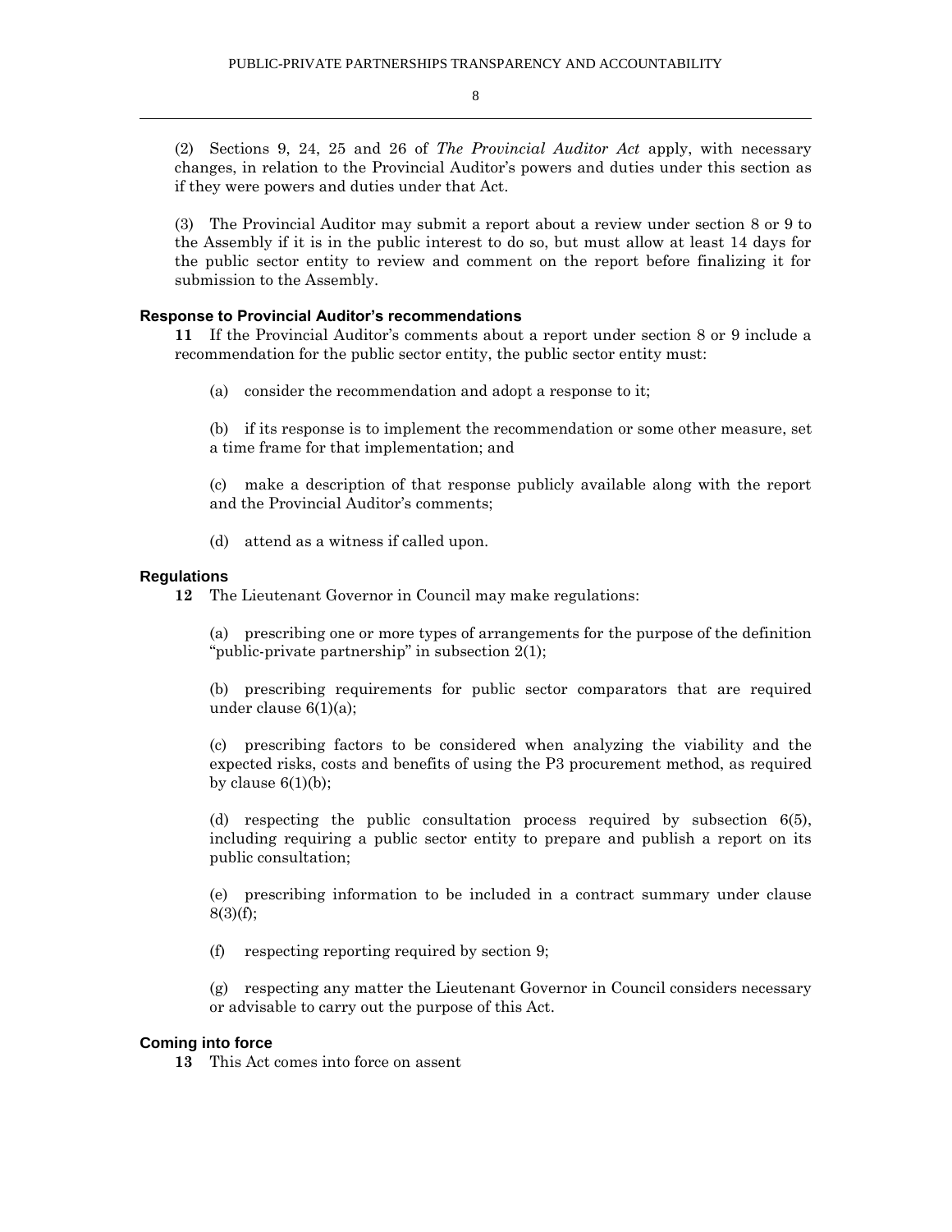(2) Sections 9, 24, 25 and 26 of *The Provincial Auditor Act* apply, with necessary changes, in relation to the Provincial Auditor's powers and duties under this section as if they were powers and duties under that Act.

(3) The Provincial Auditor may submit a report about a review under section 8 or 9 to the Assembly if it is in the public interest to do so, but must allow at least 14 days for the public sector entity to review and comment on the report before finalizing it for submission to the Assembly.

**Response to Provincial Auditor's recommendations**

**11** If the Provincial Auditor's comments about a report under section 8 or 9 include a recommendation for the public sector entity, the public sector entity must:

(a) consider the recommendation and adopt a response to it;

(b) if its response is to implement the recommendation or some other measure, set a time frame for that implementation; and

(c) make a description of that response publicly available along with the report and the Provincial Auditor's comments;

(d) attend as a witness if called upon.

**Regulations**

**12** The Lieutenant Governor in Council may make regulations:

(a) prescribing one or more types of arrangements for the purpose of the definition "public-private partnership" in subsection 2(1);

(b) prescribing requirements for public sector comparators that are required under clause 6(1)(a);

(c) prescribing factors to be considered when analyzing the viability and the expected risks, costs and benefits of using the P3 procurement method, as required by clause 6(1)(b);

(d) respecting the public consultation process required by subsection 6(5), including requiring a public sector entity to prepare and publish a report on its public consultation;

(e) prescribing information to be included in a contract summary under clause 8(3)(f);

(f) respecting reporting required by section 9;

(g) respecting any matter the Lieutenant Governor in Council considers necessary or advisable to carry out the purpose of this Act.

**Coming into force**

**13** This Act comes into force on assent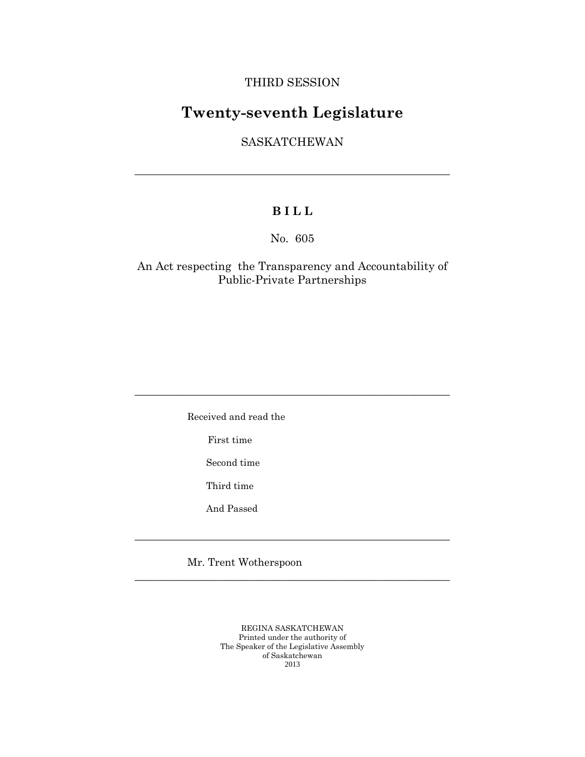THIRD SESSION

# Twenty-seventh Legislature

SASKATCHEWAN

---

## B I L L

No. 605

An Act respecting the Transparency and Accountability of Public-Private Partnerships

---

Received and read the

First time

Second time

Third time

And Passed

---

Mr. Trent Wotherspoon

---

REGINA SASKATCHEWAN
Printed under the authority of
The Speaker of the Legislative Assembly
of Saskatchewan
2013